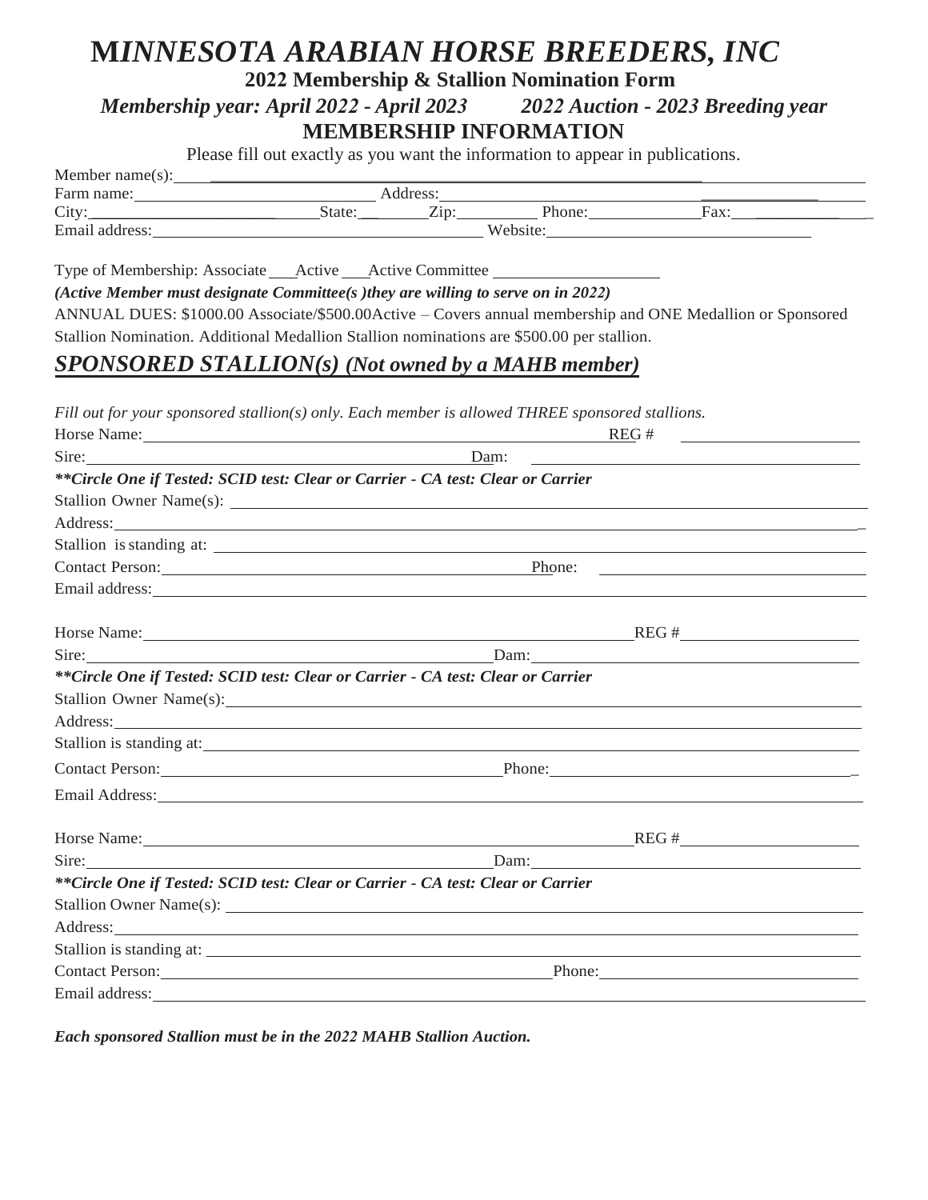# *MINNESOTA ARABIAN HORSE BREEDERS, INC*

**2022 Membership & Stallion Nomination Form**

***Membership year: April 2022 - April 2023 2022 Auction - 2023 Breeding year***

## MEMBERSHIP INFORMATION

Please fill out exactly as you want the information to appear in publications.

Member name(s): ____________________________________________

Farm name: ______________________ Address: ______________________________

City: ____________________ State: ________ Zip: ________ Phone: ____________ Fax: ____________

Email address: ______________________________ Website: ______________________________

Type of Membership: Associate ___ Active ___ Active Committee ________________

***(Active Member must designate Committee(s )they are willing to serve on in 2022)***

ANNUAL DUES: $1000.00 Associate/$500.00Active – Covers annual membership and ONE Medallion or Sponsored Stallion Nomination. Additional Medallion Stallion nominations are $500.00 per stallion.

## ***SPONSORED STALLION(s) (Not owned by a MAHB member)***

*Fill out for your sponsored stallion(s) only. Each member is allowed THREE sponsored stallions.*

Horse Name: ______________________________________ REG # ________________

Sire: ______________________________ Dam: ______________________________

***\*\*Circle One if Tested: SCID test: Clear or Carrier - CA test: Clear or Carrier***

Stallion Owner Name(s): ______________________________________________

Address: ______________________________________________________

Stallion is standing at: ______________________________________________

Contact Person: ______________________________ Phone: ______________________

Email address: ______________________________________________________

Horse Name: ______________________________________ REG # ________________

Sire: ______________________________ Dam: ______________________________

***\*\*Circle One if Tested: SCID test: Clear or Carrier - CA test: Clear or Carrier***

Stallion Owner Name(s): ______________________________________________

Address: ______________________________________________________

Stallion is standing at: ______________________________________________

Contact Person: ______________________________ Phone: ______________________

Email Address: ______________________________________________________

Horse Name: ______________________________________ REG # ________________

Sire: ______________________________ Dam: ______________________________

***\*\*Circle One if Tested: SCID test: Clear or Carrier - CA test: Clear or Carrier***

Stallion Owner Name(s): ______________________________________________

Address: ______________________________________________________

Stallion is standing at: ______________________________________________

Contact Person: ______________________________ Phone: ______________________

Email address: ______________________________________________________

***Each sponsored Stallion must be in the 2022 MAHB Stallion Auction.***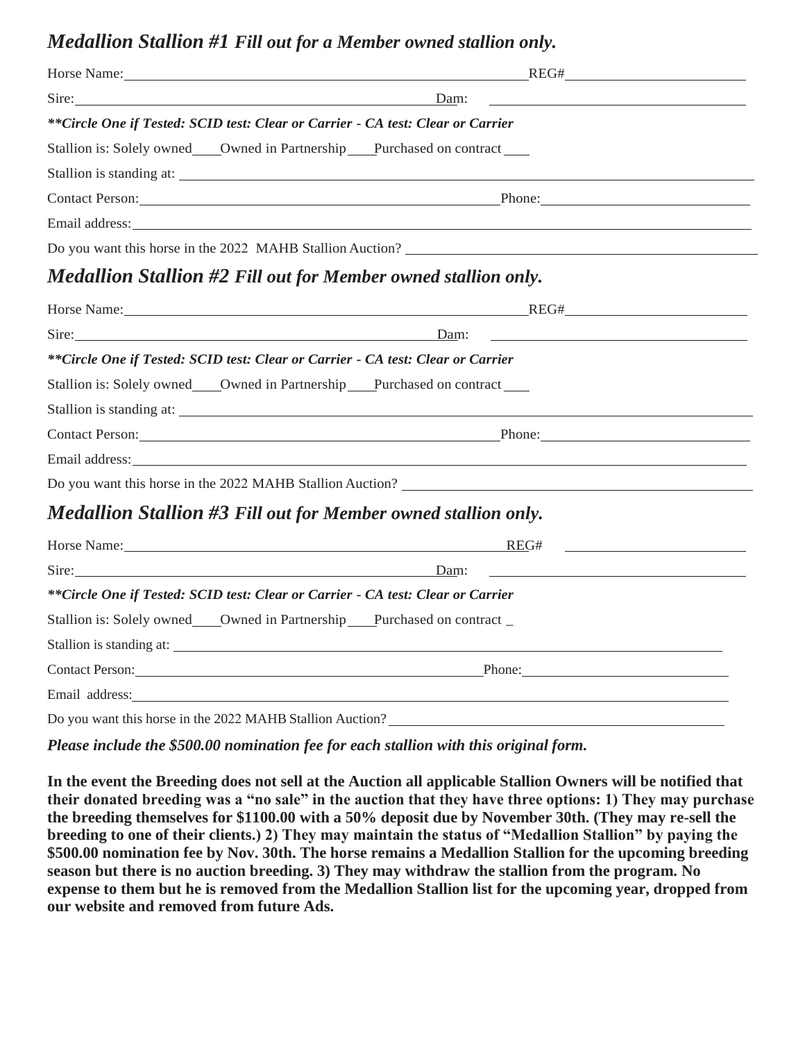## *Medallion Stallion #1 Fill out for a Member owned stallion only.*

Horse Name: ____________________ REG# ____________________

Sire: ____________________ Dam: ____________________

***Circle One if Tested: SCID test: Clear or Carrier - CA test: Clear or Carrier**

Stallion is: Solely owned____Owned in Partnership____Purchased on contract ____

Stallion is standing at: ____________________

Contact Person: ____________________ Phone: ____________________

Email address: ____________________

Do you want this horse in the 2022 MAHB Stallion Auction? ____________________

## *Medallion Stallion #2 Fill out for Member owned stallion only.*

Horse Name: ____________________ REG# ____________________

Sire: ____________________ Dam: ____________________

***Circle One if Tested: SCID test: Clear or Carrier - CA test: Clear or Carrier**

Stallion is: Solely owned____Owned in Partnership____Purchased on contract ____

Stallion is standing at: ____________________

Contact Person: ____________________ Phone: ____________________

Email address: ____________________

Do you want this horse in the 2022 MAHB Stallion Auction? ____________________

## *Medallion Stallion #3 Fill out for Member owned stallion only.*

Horse Name: ____________________ REG# ____________________

Sire: ____________________ Dam: ____________________

***Circle One if Tested: SCID test: Clear or Carrier - CA test: Clear or Carrier**

Stallion is: Solely owned____Owned in Partnership____Purchased on contract _

Stallion is standing at: ____________________

Contact Person: ____________________ Phone: ____________________

Email address: ____________________

Do you want this horse in the 2022 MAHB Stallion Auction? ____________________

***Please include the $500.00 nomination fee for each stallion with this original form.***

**In the event the Breeding does not sell at the Auction all applicable Stallion Owners will be notified that their donated breeding was a "no sale" in the auction that they have three options: 1) They may purchase the breeding themselves for $1100.00 with a 50% deposit due by November 30th. (They may re-sell the breeding to one of their clients.) 2) They may maintain the status of "Medallion Stallion" by paying the $500.00 nomination fee by Nov. 30th. The horse remains a Medallion Stallion for the upcoming breeding season but there is no auction breeding. 3) They may withdraw the stallion from the program. No expense to them but he is removed from the Medallion Stallion list for the upcoming year, dropped from our website and removed from future Ads.**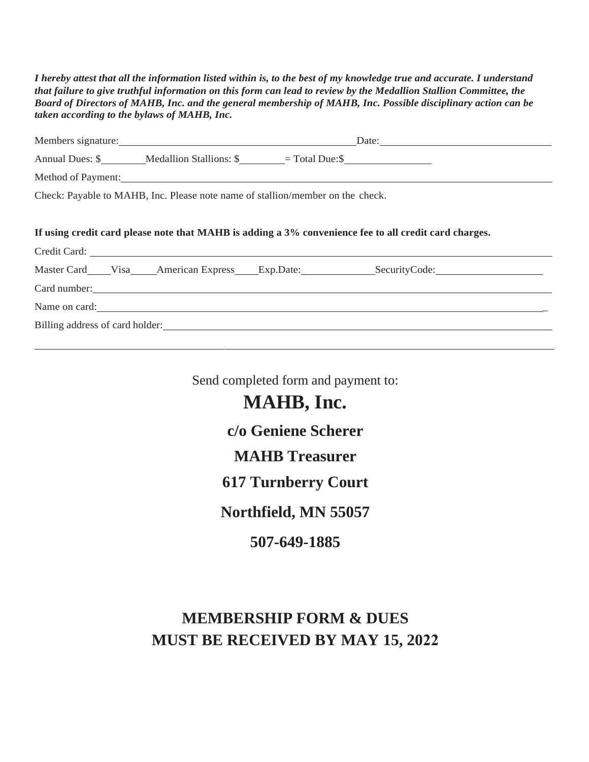***I hereby attest that all the information listed within is, to the best of my knowledge true and accurate. I understand that failure to give truthful information on this form can lead to review by the Medallion Stallion Committee, the Board of Directors of MAHB, Inc. and the general membership of MAHB, Inc. Possible disciplinary action can be taken according to the bylaws of MAHB, Inc.***

Members signature:______________________________________________Date:__________________________________

Annual Dues: $_________Medallion Stallions: $_________= Total Due:$________________

Method of Payment:______________________________________________________________________________

Check: Payable to MAHB, Inc. Please note name of stallion/member on the check.

**If using credit card please note that MAHB is adding a 3% convenience fee to all credit card charges.**

Credit Card: ___________________________________________________________________________________

Master Card____Visa_____American Express____Exp.Date:______________SecurityCode:____________________

Card number:___________________________________________________________________________________

Name on card:__________________________________________________________________________________

Billing address of card holder:_____________________________________________________________________

_______________________________________________________________________________________________

Send completed form and payment to:

**MAHB, Inc.**

**c/o Geniene Scherer**

**MAHB Treasurer**

**617 Turnberry Court**

**Northfield, MN 55057**

**507-649-1885**

**MEMBERSHIP FORM & DUES**
**MUST BE RECEIVED BY MAY 15, 2022**